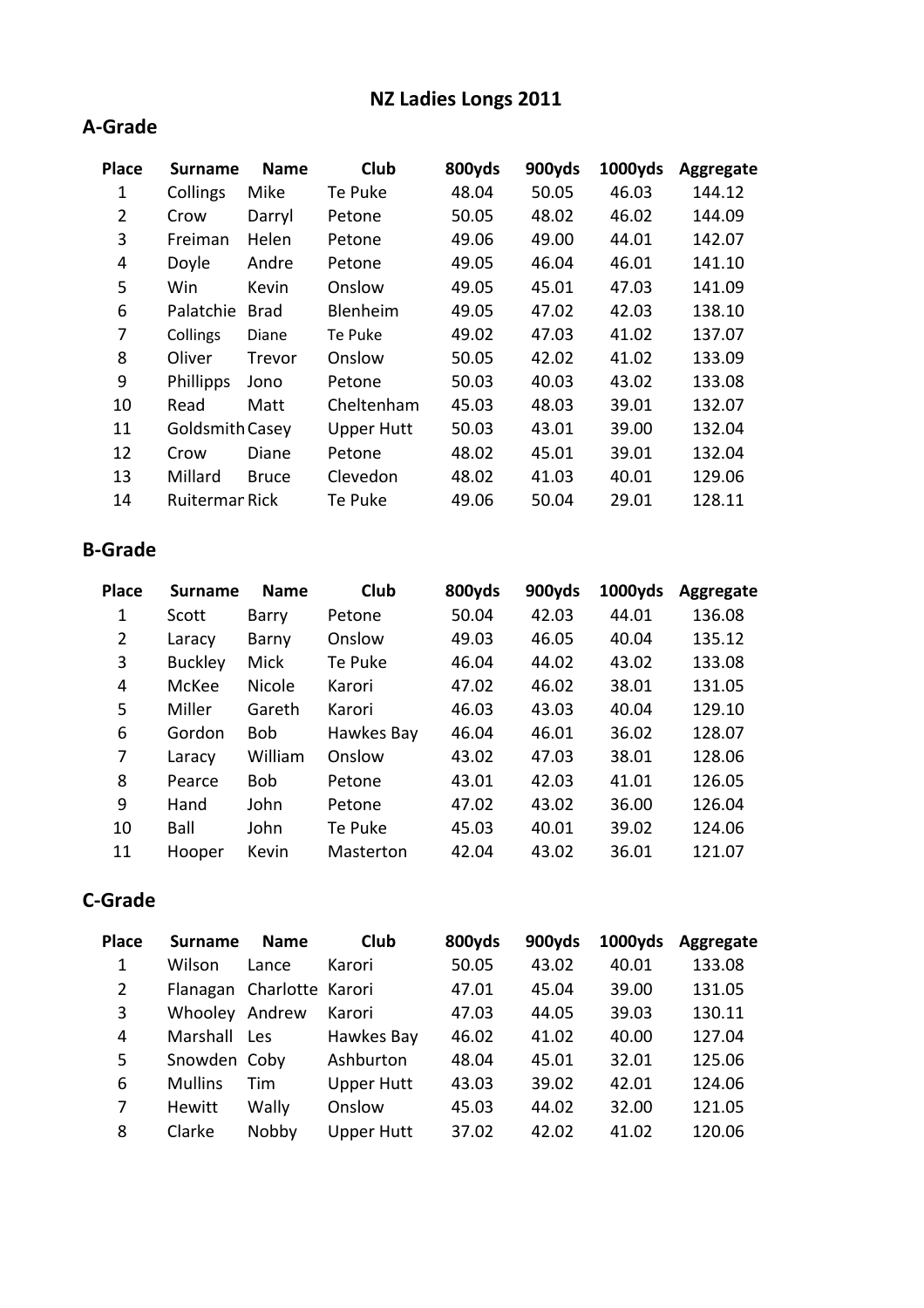# NZ Ladies Longs 2011

## A-Grade

| Place | Surname | Name | Club | 800yds | 900yds | 1000yds | Aggregate |
|---|---|---|---|---|---|---|---|
| 1 | Collings | Mike | Te Puke | 48.04 | 50.05 | 46.03 | 144.12 |
| 2 | Crow | Darryl | Petone | 50.05 | 48.02 | 46.02 | 144.09 |
| 3 | Freiman | Helen | Petone | 49.06 | 49.00 | 44.01 | 142.07 |
| 4 | Doyle | Andre | Petone | 49.05 | 46.04 | 46.01 | 141.10 |
| 5 | Win | Kevin | Onslow | 49.05 | 45.01 | 47.03 | 141.09 |
| 6 | Palatchie | Brad | Blenheim | 49.05 | 47.02 | 42.03 | 138.10 |
| 7 | Collings | Diane | Te Puke | 49.02 | 47.03 | 41.02 | 137.07 |
| 8 | Oliver | Trevor | Onslow | 50.05 | 42.02 | 41.02 | 133.09 |
| 9 | Phillipps | Jono | Petone | 50.03 | 40.03 | 43.02 | 133.08 |
| 10 | Read | Matt | Cheltenham | 45.03 | 48.03 | 39.01 | 132.07 |
| 11 | Goldsmith | Casey | Upper Hutt | 50.03 | 43.01 | 39.00 | 132.04 |
| 12 | Crow | Diane | Petone | 48.02 | 45.01 | 39.01 | 132.04 |
| 13 | Millard | Bruce | Clevedon | 48.02 | 41.03 | 40.01 | 129.06 |
| 14 | Ruitermar | Rick | Te Puke | 49.06 | 50.04 | 29.01 | 128.11 |

## B-Grade

| Place | Surname | Name | Club | 800yds | 900yds | 1000yds | Aggregate |
|---|---|---|---|---|---|---|---|
| 1 | Scott | Barry | Petone | 50.04 | 42.03 | 44.01 | 136.08 |
| 2 | Laracy | Barny | Onslow | 49.03 | 46.05 | 40.04 | 135.12 |
| 3 | Buckley | Mick | Te Puke | 46.04 | 44.02 | 43.02 | 133.08 |
| 4 | McKee | Nicole | Karori | 47.02 | 46.02 | 38.01 | 131.05 |
| 5 | Miller | Gareth | Karori | 46.03 | 43.03 | 40.04 | 129.10 |
| 6 | Gordon | Bob | Hawkes Bay | 46.04 | 46.01 | 36.02 | 128.07 |
| 7 | Laracy | William | Onslow | 43.02 | 47.03 | 38.01 | 128.06 |
| 8 | Pearce | Bob | Petone | 43.01 | 42.03 | 41.01 | 126.05 |
| 9 | Hand | John | Petone | 47.02 | 43.02 | 36.00 | 126.04 |
| 10 | Ball | John | Te Puke | 45.03 | 40.01 | 39.02 | 124.06 |
| 11 | Hooper | Kevin | Masterton | 42.04 | 43.02 | 36.01 | 121.07 |

## C-Grade

| Place | Surname | Name | Club | 800yds | 900yds | 1000yds | Aggregate |
|---|---|---|---|---|---|---|---|
| 1 | Wilson | Lance | Karori | 50.05 | 43.02 | 40.01 | 133.08 |
| 2 | Flanagan | Charlotte | Karori | 47.01 | 45.04 | 39.00 | 131.05 |
| 3 | Whooley | Andrew | Karori | 47.03 | 44.05 | 39.03 | 130.11 |
| 4 | Marshall | Les | Hawkes Bay | 46.02 | 41.02 | 40.00 | 127.04 |
| 5 | Snowden | Coby | Ashburton | 48.04 | 45.01 | 32.01 | 125.06 |
| 6 | Mullins | Tim | Upper Hutt | 43.03 | 39.02 | 42.01 | 124.06 |
| 7 | Hewitt | Wally | Onslow | 45.03 | 44.02 | 32.00 | 121.05 |
| 8 | Clarke | Nobby | Upper Hutt | 37.02 | 42.02 | 41.02 | 120.06 |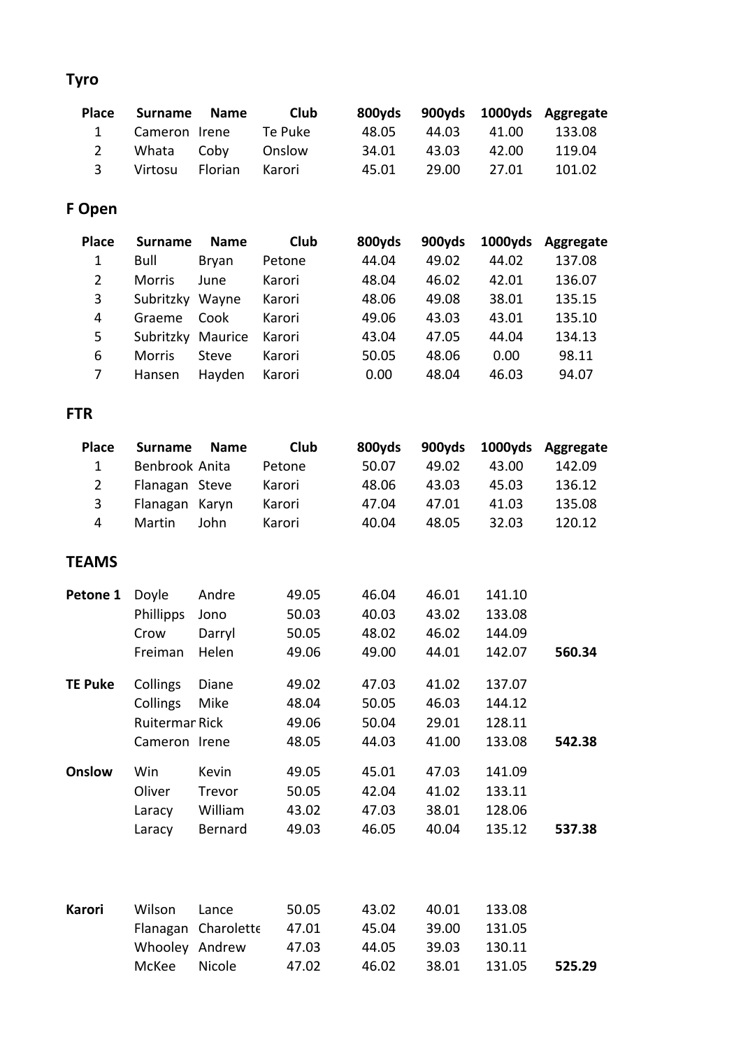## Tyro

| Place | Surname | Name | Club | 800yds | 900yds | 1000yds | Aggregate |
|---|---|---|---|---|---|---|---|
| 1 | Cameron | Irene | Te Puke | 48.05 | 44.03 | 41.00 | 133.08 |
| 2 | Whata | Coby | Onslow | 34.01 | 43.03 | 42.00 | 119.04 |
| 3 | Virtosu | Florian | Karori | 45.01 | 29.00 | 27.01 | 101.02 |

## F Open

| Place | Surname | Name | Club | 800yds | 900yds | 1000yds | Aggregate |
|---|---|---|---|---|---|---|---|
| 1 | Bull | Bryan | Petone | 44.04 | 49.02 | 44.02 | 137.08 |
| 2 | Morris | June | Karori | 48.04 | 46.02 | 42.01 | 136.07 |
| 3 | Subritzky | Wayne | Karori | 48.06 | 49.08 | 38.01 | 135.15 |
| 4 | Graeme | Cook | Karori | 49.06 | 43.03 | 43.01 | 135.10 |
| 5 | Subritzky | Maurice | Karori | 43.04 | 47.05 | 44.04 | 134.13 |
| 6 | Morris | Steve | Karori | 50.05 | 48.06 | 0.00 | 98.11 |
| 7 | Hansen | Hayden | Karori | 0.00 | 48.04 | 46.03 | 94.07 |

## FTR

| Place | Surname | Name | Club | 800yds | 900yds | 1000yds | Aggregate |
|---|---|---|---|---|---|---|---|
| 1 | Benbrook | Anita | Petone | 50.07 | 49.02 | 43.00 | 142.09 |
| 2 | Flanagan | Steve | Karori | 48.06 | 43.03 | 45.03 | 136.12 |
| 3 | Flanagan | Karyn | Karori | 47.04 | 47.01 | 41.03 | 135.08 |
| 4 | Martin | John | Karori | 40.04 | 48.05 | 32.03 | 120.12 |

## TEAMS

| Team | Surname | Name | 800yds | 900yds | 1000yds | Total | Team Total |
|---|---|---|---|---|---|---|---|
| **Petone 1** | Doyle | Andre | 49.05 | 46.04 | 46.01 | 141.10 | |
| | Phillipps | Jono | 50.03 | 40.03 | 43.02 | 133.08 | |
| | Crow | Darryl | 50.05 | 48.02 | 46.02 | 144.09 | |
| | Freiman | Helen | 49.06 | 49.00 | 44.01 | 142.07 | **560.34** |
| **TE Puke** | Collings | Diane | 49.02 | 47.03 | 41.02 | 137.07 | |
| | Collings | Mike | 48.04 | 50.05 | 46.03 | 144.12 | |
| | Ruitermar | Rick | 49.06 | 50.04 | 29.01 | 128.11 | |
| | Cameron | Irene | 48.05 | 44.03 | 41.00 | 133.08 | **542.38** |
| **Onslow** | Win | Kevin | 49.05 | 45.01 | 47.03 | 141.09 | |
| | Oliver | Trevor | 50.05 | 42.04 | 41.02 | 133.11 | |
| | Laracy | William | 43.02 | 47.03 | 38.01 | 128.06 | |
| | Laracy | Bernard | 49.03 | 46.05 | 40.04 | 135.12 | **537.38** |
| **Karori** | Wilson | Lance | 50.05 | 43.02 | 40.01 | 133.08 | |
| | Flanagan | Charolette | 47.01 | 45.04 | 39.00 | 131.05 | |
| | Whooley | Andrew | 47.03 | 44.05 | 39.03 | 130.11 | |
| | McKee | Nicole | 47.02 | 46.02 | 38.01 | 131.05 | **525.29** |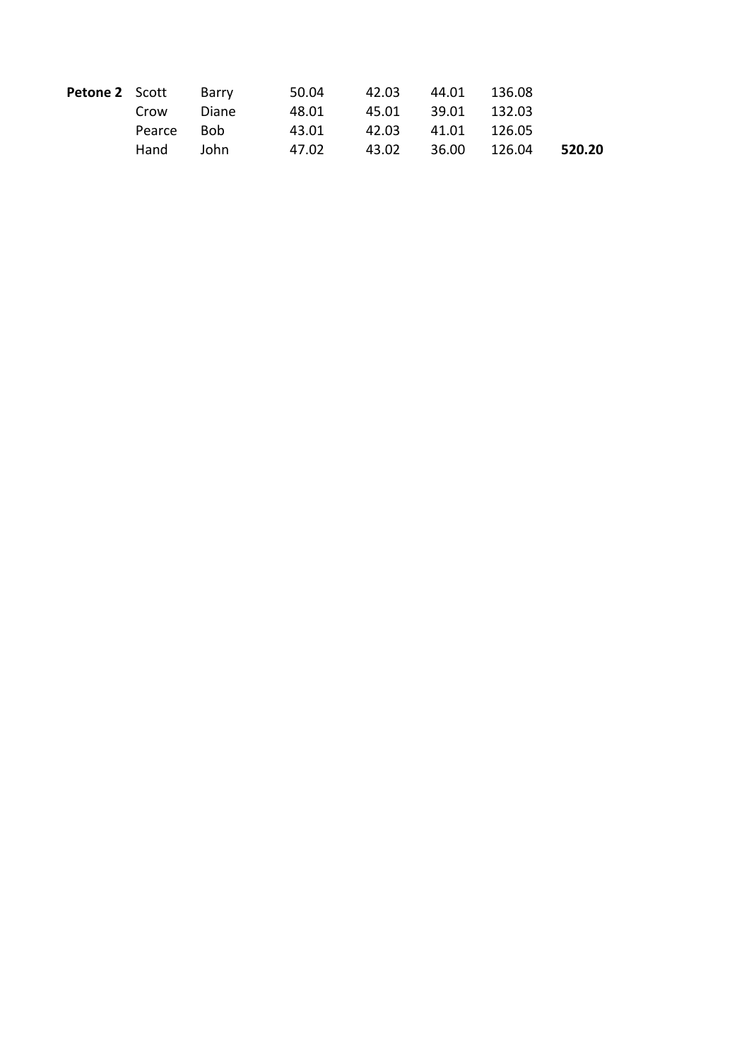| | | | | | | | |
|---|---|---|---|---|---|---|---|
| **Petone 2** | Scott | Barry | 50.04 | 42.03 | 44.01 | 136.08 | |
| | Crow | Diane | 48.01 | 45.01 | 39.01 | 132.03 | |
| | Pearce | Bob | 43.01 | 42.03 | 41.01 | 126.05 | |
| | Hand | John | 47.02 | 43.02 | 36.00 | 126.04 | **520.20** |